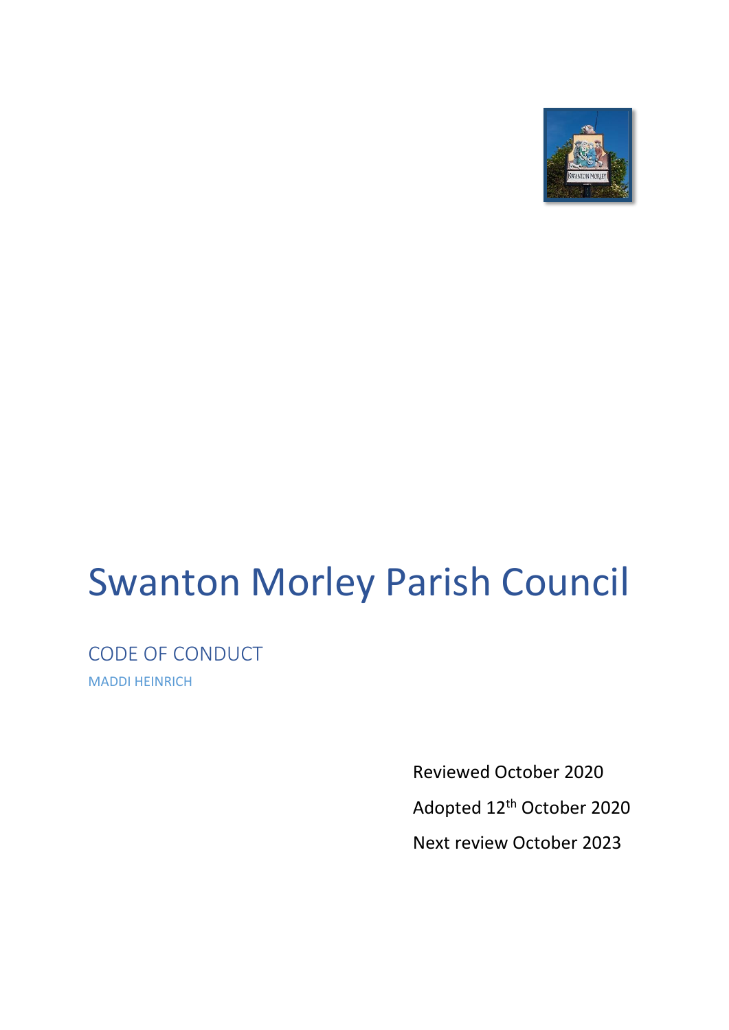# Swanton Morley Parish Council

## CODE OF CONDUCT

MADDI HEINRICH

Reviewed October 2020

Adopted 12th October 2020

Next review October 2023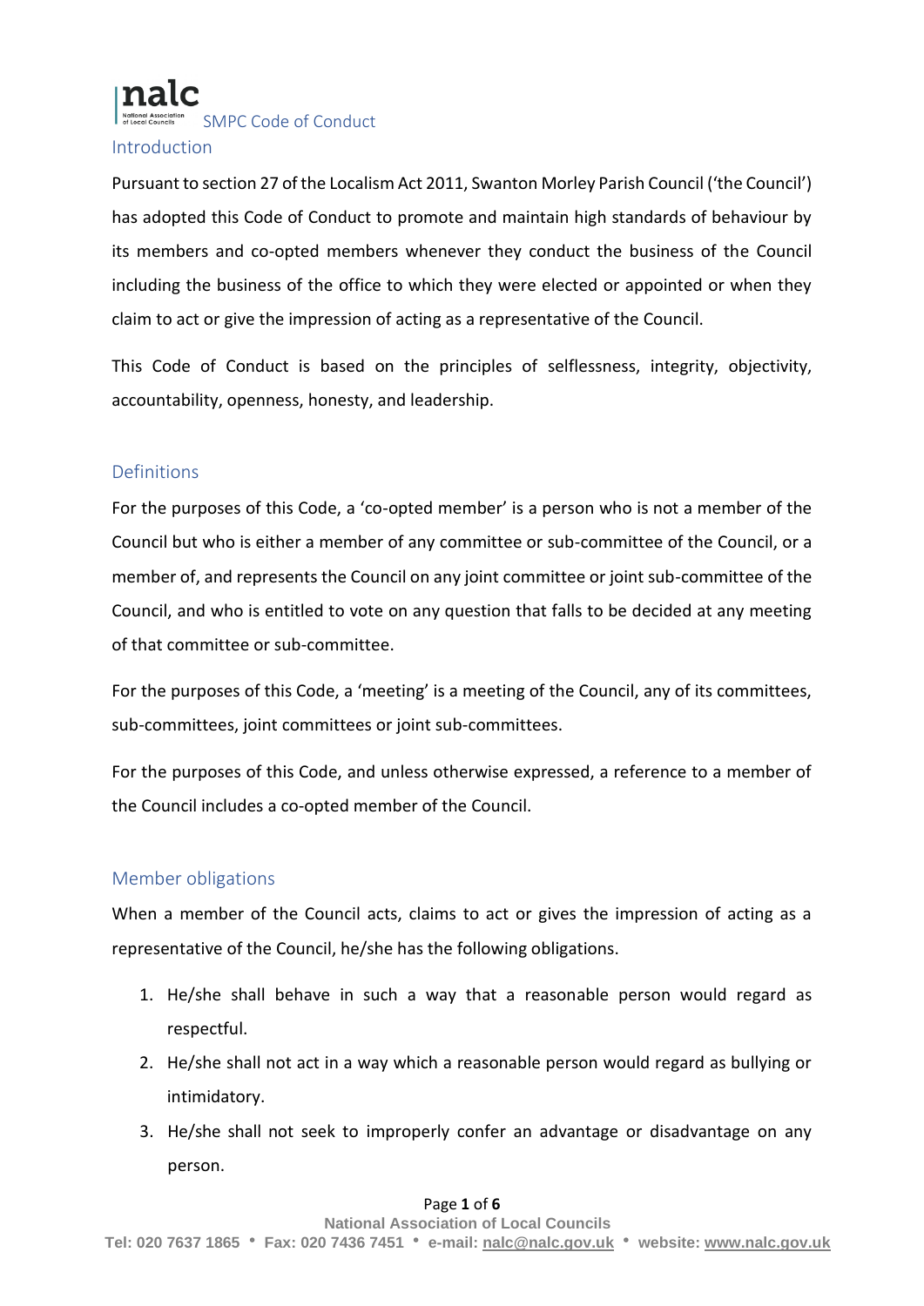# SMPC Code of Conduct

## Introduction

Pursuant to section 27 of the Localism Act 2011, Swanton Morley Parish Council ('the Council') has adopted this Code of Conduct to promote and maintain high standards of behaviour by its members and co-opted members whenever they conduct the business of the Council including the business of the office to which they were elected or appointed or when they claim to act or give the impression of acting as a representative of the Council.

This Code of Conduct is based on the principles of selflessness, integrity, objectivity, accountability, openness, honesty, and leadership.

## Definitions

For the purposes of this Code, a 'co-opted member' is a person who is not a member of the Council but who is either a member of any committee or sub-committee of the Council, or a member of, and represents the Council on any joint committee or joint sub-committee of the Council, and who is entitled to vote on any question that falls to be decided at any meeting of that committee or sub-committee.

For the purposes of this Code, a 'meeting' is a meeting of the Council, any of its committees, sub-committees, joint committees or joint sub-committees.

For the purposes of this Code, and unless otherwise expressed, a reference to a member of the Council includes a co-opted member of the Council.

## Member obligations

When a member of the Council acts, claims to act or gives the impression of acting as a representative of the Council, he/she has the following obligations.

1. He/she shall behave in such a way that a reasonable person would regard as respectful.
2. He/she shall not act in a way which a reasonable person would regard as bullying or intimidatory.
3. He/she shall not seek to improperly confer an advantage or disadvantage on any person.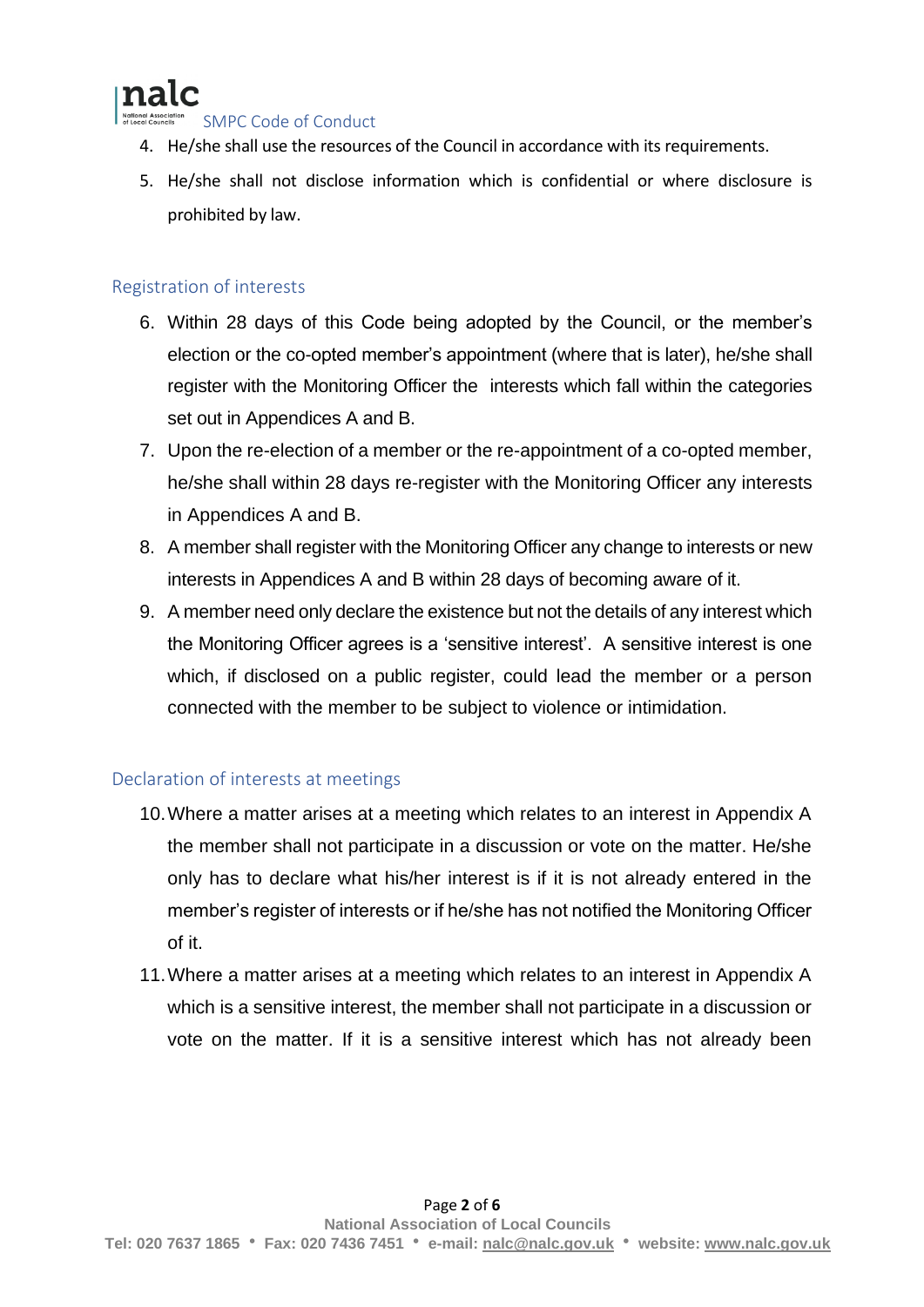4. He/she shall use the resources of the Council in accordance with its requirements.
5. He/she shall not disclose information which is confidential or where disclosure is prohibited by law.

## Registration of interests

6. Within 28 days of this Code being adopted by the Council, or the member's election or the co-opted member's appointment (where that is later), he/she shall register with the Monitoring Officer the interests which fall within the categories set out in Appendices A and B.
7. Upon the re-election of a member or the re-appointment of a co-opted member, he/she shall within 28 days re-register with the Monitoring Officer any interests in Appendices A and B.
8. A member shall register with the Monitoring Officer any change to interests or new interests in Appendices A and B within 28 days of becoming aware of it.
9. A member need only declare the existence but not the details of any interest which the Monitoring Officer agrees is a 'sensitive interest'. A sensitive interest is one which, if disclosed on a public register, could lead the member or a person connected with the member to be subject to violence or intimidation.

## Declaration of interests at meetings

10. Where a matter arises at a meeting which relates to an interest in Appendix A the member shall not participate in a discussion or vote on the matter. He/she only has to declare what his/her interest is if it is not already entered in the member's register of interests or if he/she has not notified the Monitoring Officer of it.
11. Where a matter arises at a meeting which relates to an interest in Appendix A which is a sensitive interest, the member shall not participate in a discussion or vote on the matter. If it is a sensitive interest which has not already been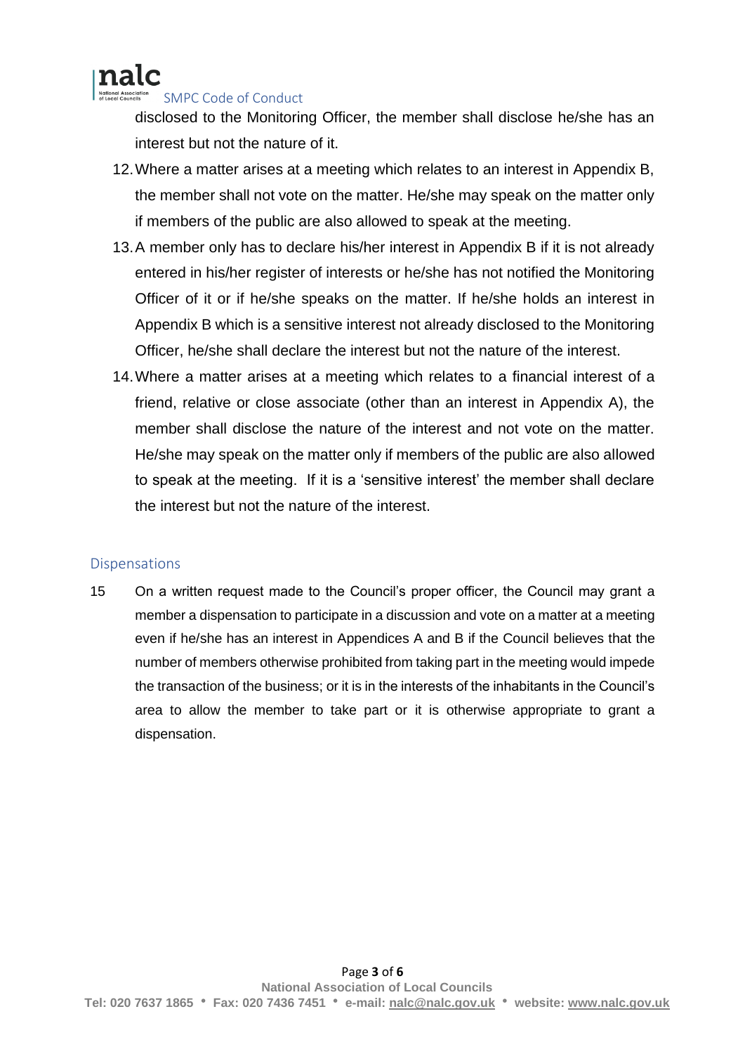disclosed to the Monitoring Officer, the member shall disclose he/she has an interest but not the nature of it.

12. Where a matter arises at a meeting which relates to an interest in Appendix B, the member shall not vote on the matter. He/she may speak on the matter only if members of the public are also allowed to speak at the meeting.
13. A member only has to declare his/her interest in Appendix B if it is not already entered in his/her register of interests or he/she has not notified the Monitoring Officer of it or if he/she speaks on the matter. If he/she holds an interest in Appendix B which is a sensitive interest not already disclosed to the Monitoring Officer, he/she shall declare the interest but not the nature of the interest.
14. Where a matter arises at a meeting which relates to a financial interest of a friend, relative or close associate (other than an interest in Appendix A), the member shall disclose the nature of the interest and not vote on the matter. He/she may speak on the matter only if members of the public are also allowed to speak at the meeting. If it is a 'sensitive interest' the member shall declare the interest but not the nature of the interest.

## Dispensations

15. On a written request made to the Council's proper officer, the Council may grant a member a dispensation to participate in a discussion and vote on a matter at a meeting even if he/she has an interest in Appendices A and B if the Council believes that the number of members otherwise prohibited from taking part in the meeting would impede the transaction of the business; or it is in the interests of the inhabitants in the Council's area to allow the member to take part or it is otherwise appropriate to grant a dispensation.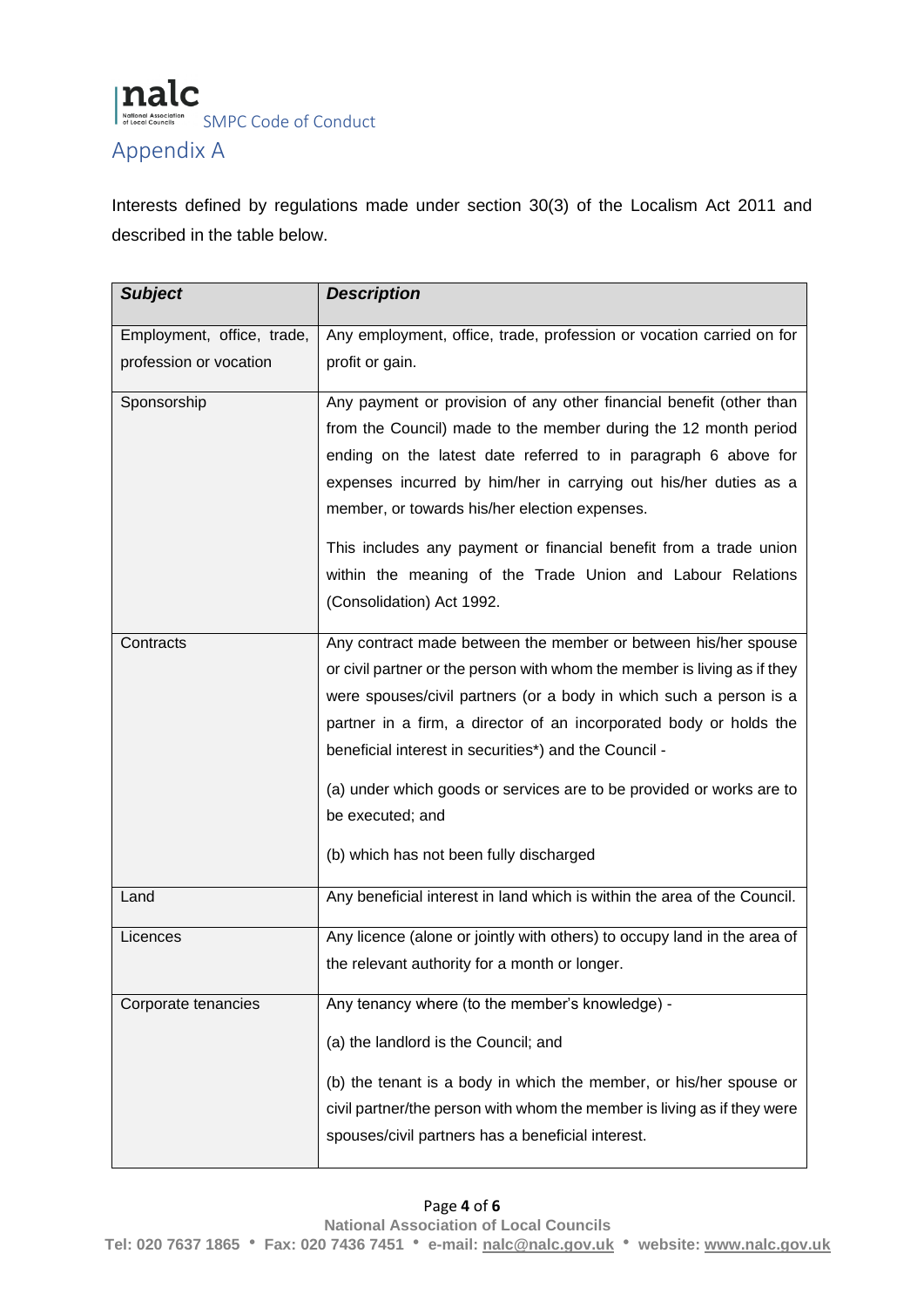# Appendix A

Interests defined by regulations made under section 30(3) of the Localism Act 2011 and described in the table below.

| ***Subject*** | ***Description*** |
|---|---|
| Employment, office, trade, profession or vocation | Any employment, office, trade, profession or vocation carried on for profit or gain. |
| Sponsorship | Any payment or provision of any other financial benefit (other than from the Council) made to the member during the 12 month period ending on the latest date referred to in paragraph 6 above for expenses incurred by him/her in carrying out his/her duties as a member, or towards his/her election expenses.<br><br>This includes any payment or financial benefit from a trade union within the meaning of the Trade Union and Labour Relations (Consolidation) Act 1992. |
| Contracts | Any contract made between the member or between his/her spouse or civil partner or the person with whom the member is living as if they were spouses/civil partners (or a body in which such a person is a partner in a firm, a director of an incorporated body or holds the beneficial interest in securities*) and the Council -<br><br>(a) under which goods or services are to be provided or works are to be executed; and<br><br>(b) which has not been fully discharged |
| Land | Any beneficial interest in land which is within the area of the Council. |
| Licences | Any licence (alone or jointly with others) to occupy land in the area of the relevant authority for a month or longer. |
| Corporate tenancies | Any tenancy where (to the member's knowledge) -<br><br>(a) the landlord is the Council; and<br><br>(b) the tenant is a body in which the member, or his/her spouse or civil partner/the person with whom the member is living as if they were spouses/civil partners has a beneficial interest. |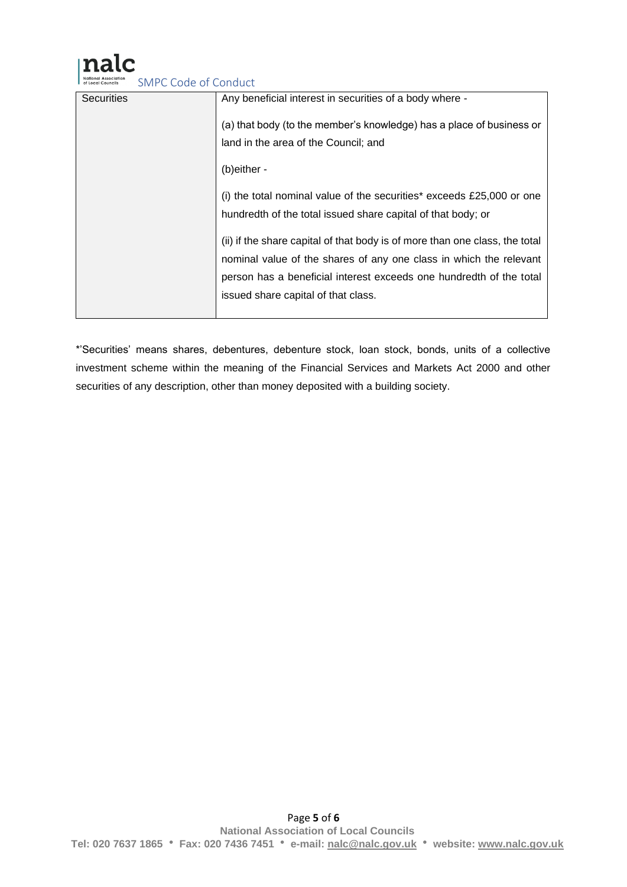| Securities | Any beneficial interest in securities of a body where -<br><br>(a) that body (to the member's knowledge) has a place of business or land in the area of the Council; and<br><br>(b)either -<br><br>(i) the total nominal value of the securities* exceeds £25,000 or one hundredth of the total issued share capital of that body; or<br><br>(ii) if the share capital of that body is of more than one class, the total nominal value of the shares of any one class in which the relevant person has a beneficial interest exceeds one hundredth of the total issued share capital of that class. |
|---|---|

*'Securities' means shares, debentures, debenture stock, loan stock, bonds, units of a collective investment scheme within the meaning of the Financial Services and Markets Act 2000 and other securities of any description, other than money deposited with a building society.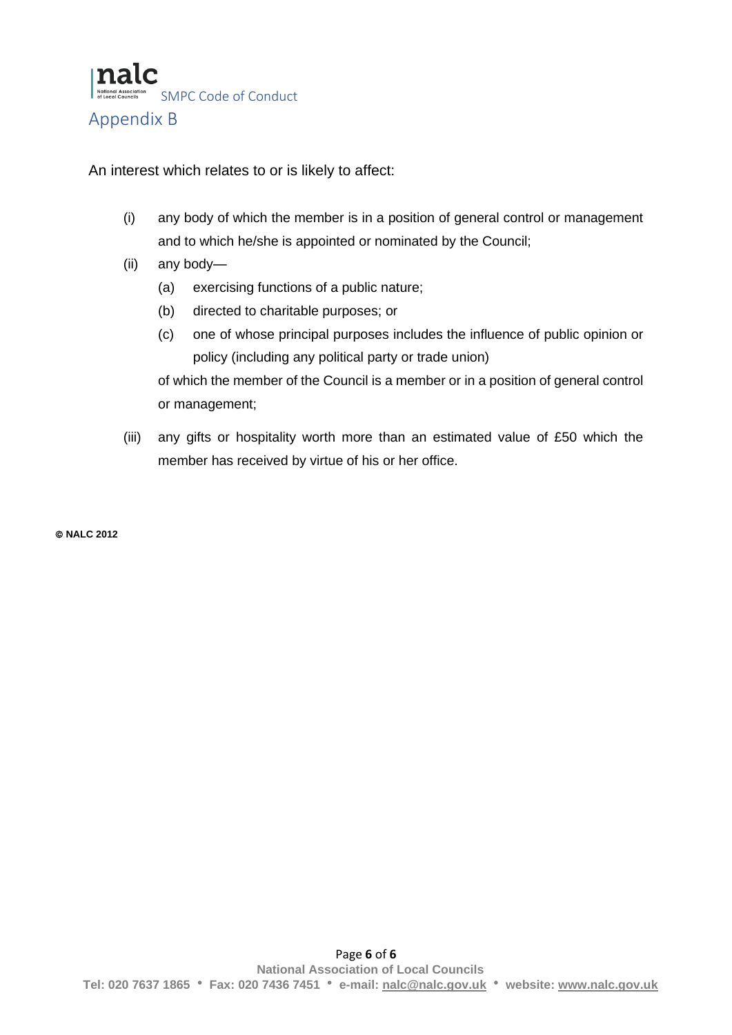## Appendix B

An interest which relates to or is likely to affect:

(i) any body of which the member is in a position of general control or management and to which he/she is appointed or nominated by the Council;

(ii) any body—

   (a) exercising functions of a public nature;

   (b) directed to charitable purposes; or

   (c) one of whose principal purposes includes the influence of public opinion or policy (including any political party or trade union)

   of which the member of the Council is a member or in a position of general control or management;

(iii) any gifts or hospitality worth more than an estimated value of £50 which the member has received by virtue of his or her office.

**© NALC 2012**